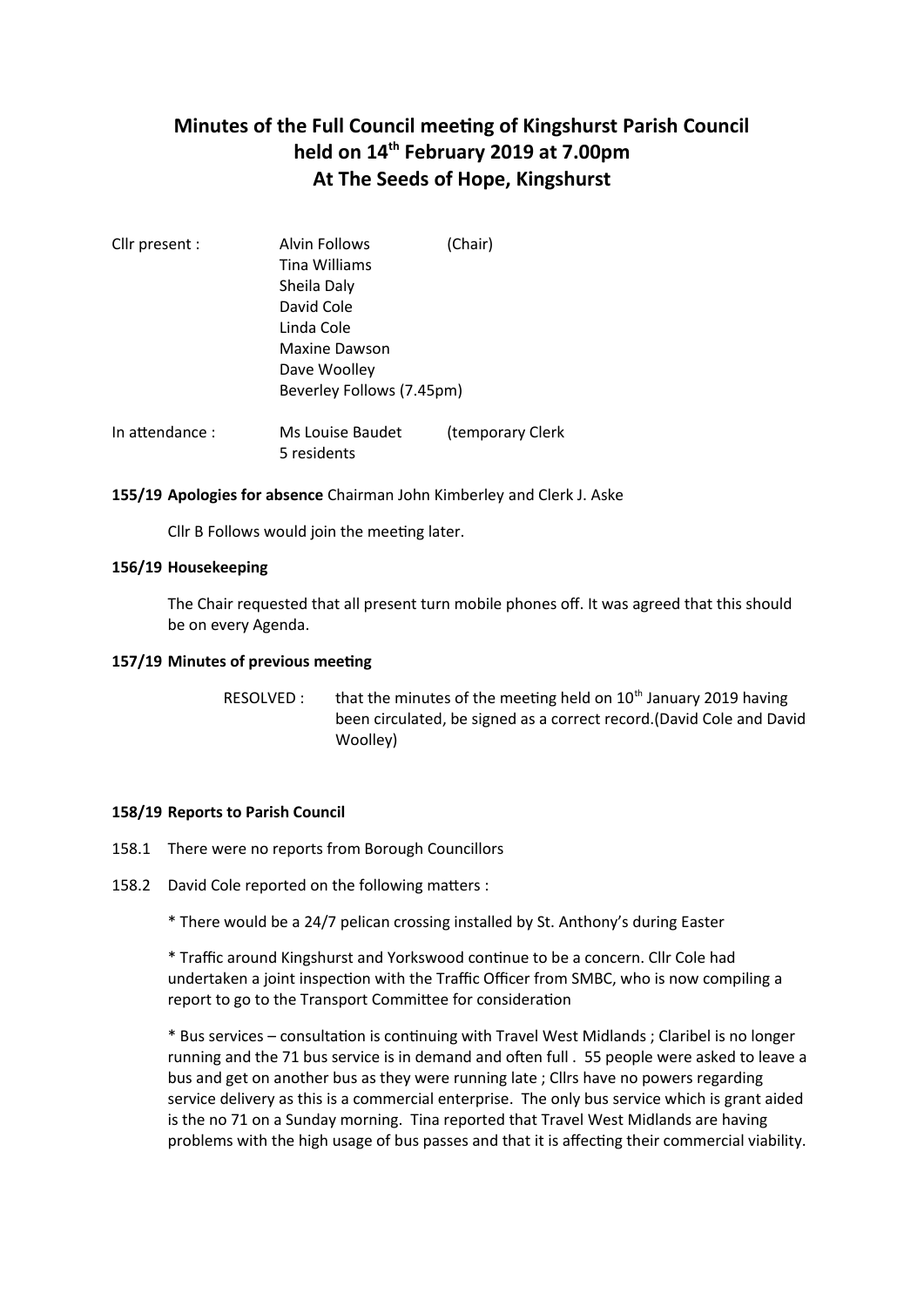# Minutes of the Full Council meeting of Kingshurst Parish Council held on 14th February 2019 at 7.00pm At The Seeds of Hope, Kingshurst

| | | |
|---|---|---|
| Cllr present : | Alvin Follows | (Chair) |
| | Tina Williams | |
| | Sheila Daly | |
| | David Cole | |
| | Linda Cole | |
| | Maxine Dawson | |
| | Dave Woolley | |
| | Beverley Follows (7.45pm) | |
| In attendance : | Ms Louise Baudet | (temporary Clerk |
| | 5 residents | |

**155/19 Apologies for absence** Chairman John Kimberley and Clerk J. Aske

Cllr B Follows would join the meeting later.

**156/19 Housekeeping**

The Chair requested that all present turn mobile phones off. It was agreed that this should be on every Agenda.

**157/19 Minutes of previous meeting**

RESOLVED : that the minutes of the meeting held on 10th January 2019 having been circulated, be signed as a correct record.(David Cole and David Woolley)

**158/19 Reports to Parish Council**

158.1 There were no reports from Borough Councillors

158.2 David Cole reported on the following matters :

* There would be a 24/7 pelican crossing installed by St. Anthony's during Easter

* Traffic around Kingshurst and Yorkswood continue to be a concern. Cllr Cole had undertaken a joint inspection with the Traffic Officer from SMBC, who is now compiling a report to go to the Transport Committee for consideration

* Bus services – consultation is continuing with Travel West Midlands ; Claribel is no longer running and the 71 bus service is in demand and often full . 55 people were asked to leave a bus and get on another bus as they were running late ; Cllrs have no powers regarding service delivery as this is a commercial enterprise. The only bus service which is grant aided is the no 71 on a Sunday morning. Tina reported that Travel West Midlands are having problems with the high usage of bus passes and that it is affecting their commercial viability.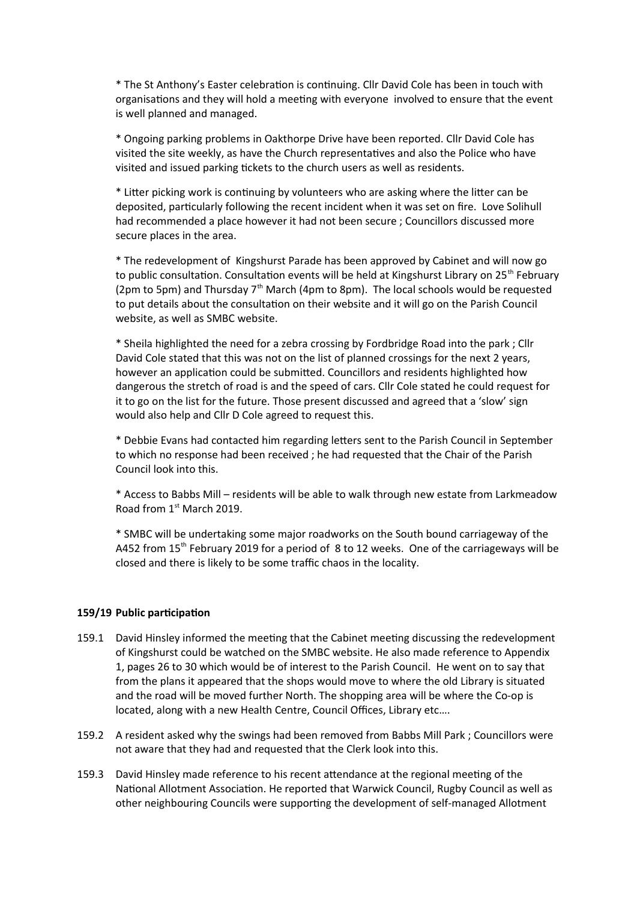* The St Anthony's Easter celebration is continuing. Cllr David Cole has been in touch with organisations and they will hold a meeting with everyone involved to ensure that the event is well planned and managed.

* Ongoing parking problems in Oakthorpe Drive have been reported. Cllr David Cole has visited the site weekly, as have the Church representatives and also the Police who have visited and issued parking tickets to the church users as well as residents.

* Litter picking work is continuing by volunteers who are asking where the litter can be deposited, particularly following the recent incident when it was set on fire. Love Solihull had recommended a place however it had not been secure ; Councillors discussed more secure places in the area.

* The redevelopment of Kingshurst Parade has been approved by Cabinet and will now go to public consultation. Consultation events will be held at Kingshurst Library on 25th February (2pm to 5pm) and Thursday 7th March (4pm to 8pm). The local schools would be requested to put details about the consultation on their website and it will go on the Parish Council website, as well as SMBC website.

* Sheila highlighted the need for a zebra crossing by Fordbridge Road into the park ; Cllr David Cole stated that this was not on the list of planned crossings for the next 2 years, however an application could be submitted. Councillors and residents highlighted how dangerous the stretch of road is and the speed of cars. Cllr Cole stated he could request for it to go on the list for the future. Those present discussed and agreed that a 'slow' sign would also help and Cllr D Cole agreed to request this.

* Debbie Evans had contacted him regarding letters sent to the Parish Council in September to which no response had been received ; he had requested that the Chair of the Parish Council look into this.

* Access to Babbs Mill – residents will be able to walk through new estate from Larkmeadow Road from 1st March 2019.

* SMBC will be undertaking some major roadworks on the South bound carriageway of the A452 from 15th February 2019 for a period of 8 to 12 weeks. One of the carriageways will be closed and there is likely to be some traffic chaos in the locality.

**159/19 Public participation**

159.1 David Hinsley informed the meeting that the Cabinet meeting discussing the redevelopment of Kingshurst could be watched on the SMBC website. He also made reference to Appendix 1, pages 26 to 30 which would be of interest to the Parish Council. He went on to say that from the plans it appeared that the shops would move to where the old Library is situated and the road will be moved further North. The shopping area will be where the Co-op is located, along with a new Health Centre, Council Offices, Library etc….

159.2 A resident asked why the swings had been removed from Babbs Mill Park ; Councillors were not aware that they had and requested that the Clerk look into this.

159.3 David Hinsley made reference to his recent attendance at the regional meeting of the National Allotment Association. He reported that Warwick Council, Rugby Council as well as other neighbouring Councils were supporting the development of self-managed Allotment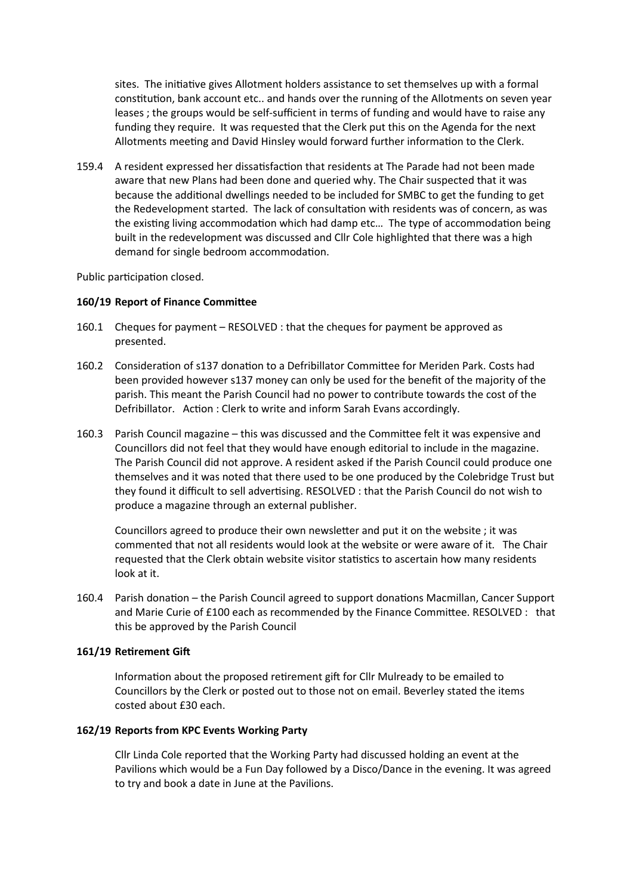sites. The initiative gives Allotment holders assistance to set themselves up with a formal constitution, bank account etc.. and hands over the running of the Allotments on seven year leases ; the groups would be self-sufficient in terms of funding and would have to raise any funding they require. It was requested that the Clerk put this on the Agenda for the next Allotments meeting and David Hinsley would forward further information to the Clerk.

159.4 A resident expressed her dissatisfaction that residents at The Parade had not been made aware that new Plans had been done and queried why. The Chair suspected that it was because the additional dwellings needed to be included for SMBC to get the funding to get the Redevelopment started. The lack of consultation with residents was of concern, as was the existing living accommodation which had damp etc… The type of accommodation being built in the redevelopment was discussed and Cllr Cole highlighted that there was a high demand for single bedroom accommodation.

Public participation closed.

**160/19 Report of Finance Committee**

160.1 Cheques for payment – RESOLVED : that the cheques for payment be approved as presented.

160.2 Consideration of s137 donation to a Defribillator Committee for Meriden Park. Costs had been provided however s137 money can only be used for the benefit of the majority of the parish. This meant the Parish Council had no power to contribute towards the cost of the Defribillator. Action : Clerk to write and inform Sarah Evans accordingly.

160.3 Parish Council magazine – this was discussed and the Committee felt it was expensive and Councillors did not feel that they would have enough editorial to include in the magazine. The Parish Council did not approve. A resident asked if the Parish Council could produce one themselves and it was noted that there used to be one produced by the Colebridge Trust but they found it difficult to sell advertising. RESOLVED : that the Parish Council do not wish to produce a magazine through an external publisher.

Councillors agreed to produce their own newsletter and put it on the website ; it was commented that not all residents would look at the website or were aware of it. The Chair requested that the Clerk obtain website visitor statistics to ascertain how many residents look at it.

160.4 Parish donation – the Parish Council agreed to support donations Macmillan, Cancer Support and Marie Curie of £100 each as recommended by the Finance Committee. RESOLVED : that this be approved by the Parish Council

**161/19 Retirement Gift**

Information about the proposed retirement gift for Cllr Mulready to be emailed to Councillors by the Clerk or posted out to those not on email. Beverley stated the items costed about £30 each.

**162/19 Reports from KPC Events Working Party**

Cllr Linda Cole reported that the Working Party had discussed holding an event at the Pavilions which would be a Fun Day followed by a Disco/Dance in the evening. It was agreed to try and book a date in June at the Pavilions.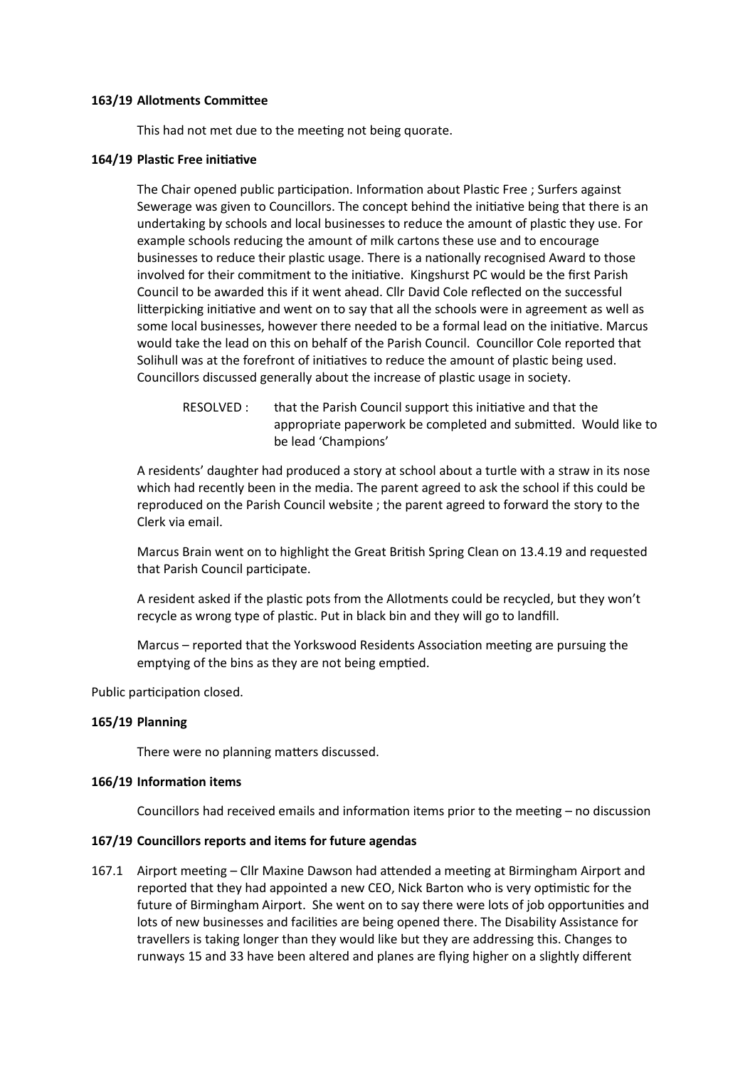**163/19 Allotments Committee**

This had not met due to the meeting not being quorate.

**164/19 Plastic Free initiative**

The Chair opened public participation. Information about Plastic Free ; Surfers against Sewerage was given to Councillors. The concept behind the initiative being that there is an undertaking by schools and local businesses to reduce the amount of plastic they use. For example schools reducing the amount of milk cartons these use and to encourage businesses to reduce their plastic usage. There is a nationally recognised Award to those involved for their commitment to the initiative. Kingshurst PC would be the first Parish Council to be awarded this if it went ahead. Cllr David Cole reflected on the successful litterpicking initiative and went on to say that all the schools were in agreement as well as some local businesses, however there needed to be a formal lead on the initiative. Marcus would take the lead on this on behalf of the Parish Council. Councillor Cole reported that Solihull was at the forefront of initiatives to reduce the amount of plastic being used. Councillors discussed generally about the increase of plastic usage in society.

RESOLVED : that the Parish Council support this initiative and that the appropriate paperwork be completed and submitted. Would like to be lead 'Champions'

A residents' daughter had produced a story at school about a turtle with a straw in its nose which had recently been in the media. The parent agreed to ask the school if this could be reproduced on the Parish Council website ; the parent agreed to forward the story to the Clerk via email.

Marcus Brain went on to highlight the Great British Spring Clean on 13.4.19 and requested that Parish Council participate.

A resident asked if the plastic pots from the Allotments could be recycled, but they won't recycle as wrong type of plastic. Put in black bin and they will go to landfill.

Marcus – reported that the Yorkswood Residents Association meeting are pursuing the emptying of the bins as they are not being emptied.

Public participation closed.

**165/19 Planning**

There were no planning matters discussed.

**166/19 Information items**

Councillors had received emails and information items prior to the meeting – no discussion

**167/19 Councillors reports and items for future agendas**

167.1 Airport meeting – Cllr Maxine Dawson had attended a meeting at Birmingham Airport and reported that they had appointed a new CEO, Nick Barton who is very optimistic for the future of Birmingham Airport. She went on to say there were lots of job opportunities and lots of new businesses and facilities are being opened there. The Disability Assistance for travellers is taking longer than they would like but they are addressing this. Changes to runways 15 and 33 have been altered and planes are flying higher on a slightly different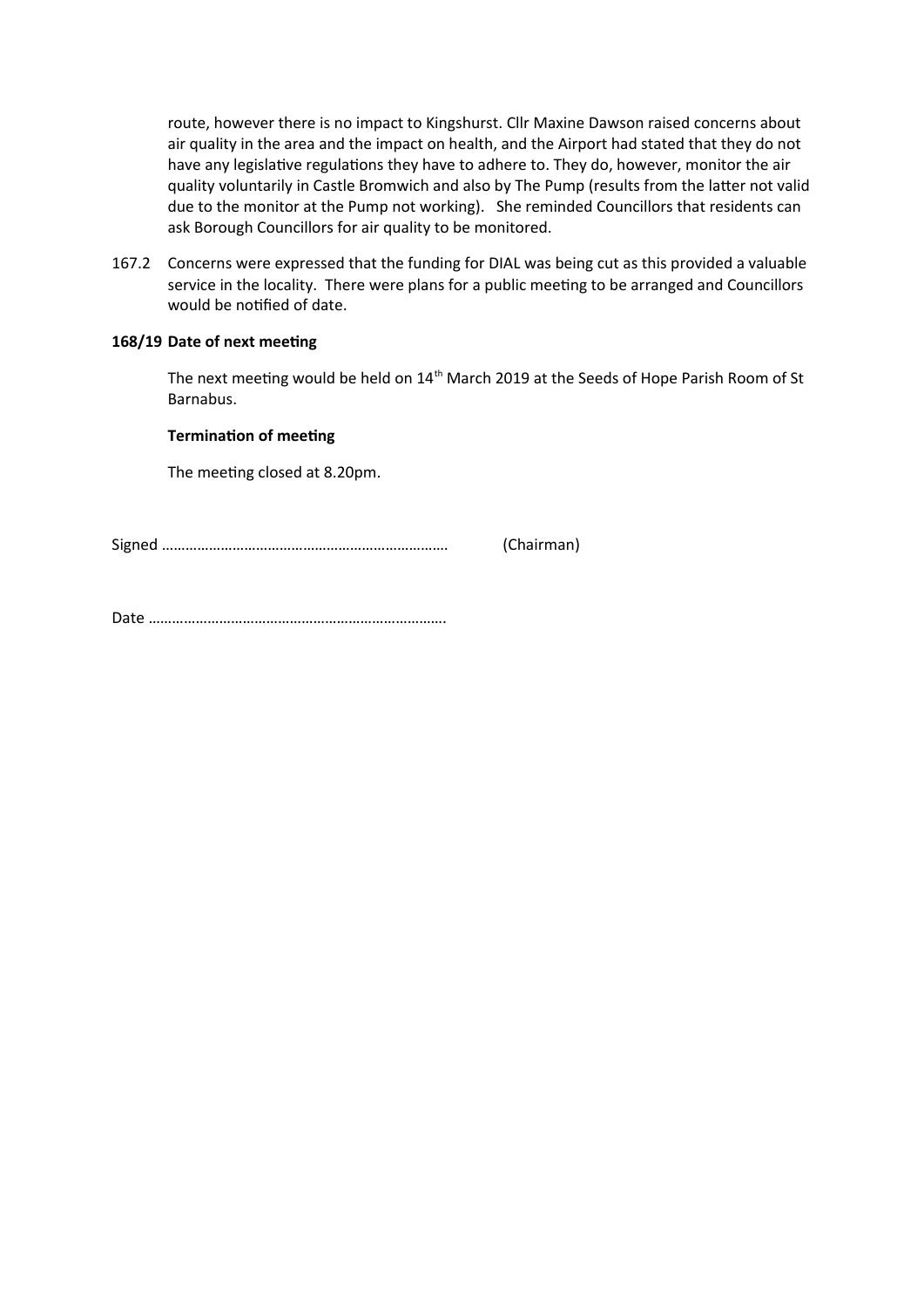route, however there is no impact to Kingshurst. Cllr Maxine Dawson raised concerns about air quality in the area and the impact on health, and the Airport had stated that they do not have any legislative regulations they have to adhere to. They do, however, monitor the air quality voluntarily in Castle Bromwich and also by The Pump (results from the latter not valid due to the monitor at the Pump not working). She reminded Councillors that residents can ask Borough Councillors for air quality to be monitored.

167.2 Concerns were expressed that the funding for DIAL was being cut as this provided a valuable service in the locality. There were plans for a public meeting to be arranged and Councillors would be notified of date.

**168/19 Date of next meeting**

The next meeting would be held on 14th March 2019 at the Seeds of Hope Parish Room of St Barnabus.

**Termination of meeting**

The meeting closed at 8.20pm.

Signed ……………………………………………………………… (Chairman)

Date ………………………………………………………………….